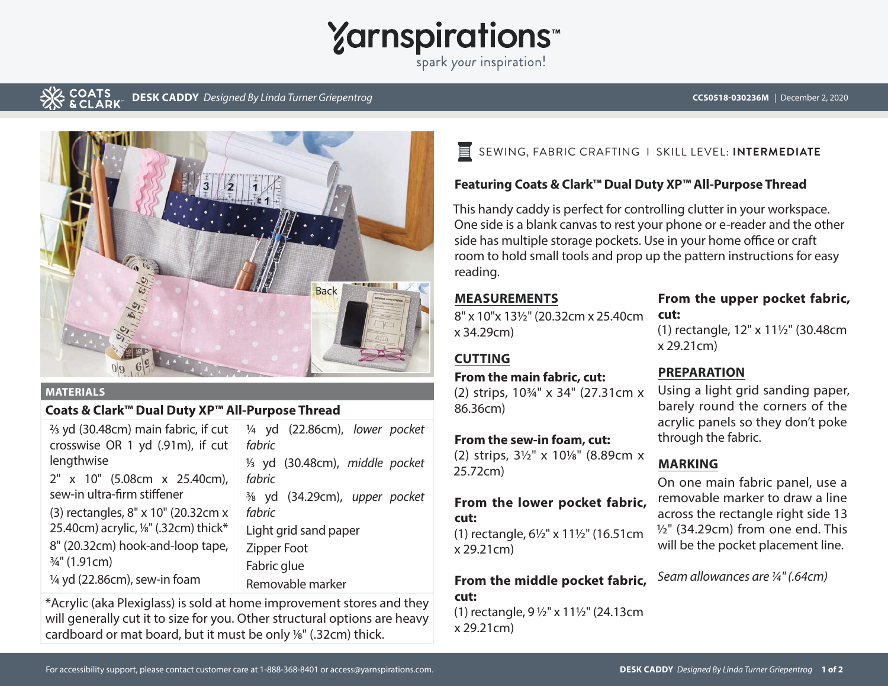# DESK CADDY *Designed By Linda Turner Griepentrog*

CCS0518-030236M | December 2, 2020

SEWING, FABRIC CRAFTING I SKILL LEVEL: **INTERMEDIATE**

**Featuring Coats & Clark™ Dual Duty XP™ All-Purpose Thread**

This handy caddy is perfect for controlling clutter in your workspace. One side is a blank canvas to rest your phone or e-reader and the other side has multiple storage pockets. Use in your home office or craft room to hold small tools and prop up the pattern instructions for easy reading.

## MATERIALS

**Coats & Clark™ Dual Duty XP™ All-Purpose Thread**

- ⅔ yd (30.48cm) main fabric, if cut crosswise OR 1 yd (.91m), if cut lengthwise
- 2" x 10" (5.08cm x 25.40cm), sew-in ultra-firm stiffener
- (3) rectangles, 8" x 10" (20.32cm x 25.40cm) acrylic, ⅛" (.32cm) thick*
- 8" (20.32cm) hook-and-loop tape, ¾" (1.91cm)
- ¼ yd (22.86cm), sew-in foam
- ¼ yd (22.86cm), *lower pocket fabric*
- ⅓ yd (30.48cm), *middle pocket fabric*
- ⅜ yd (34.29cm), *upper pocket fabric*
- Light grid sand paper
- Zipper Foot
- Fabric glue
- Removable marker

*Acrylic (aka Plexiglass) is sold at home improvement stores and they will generally cut it to size for you. Other structural options are heavy cardboard or mat board, but it must be only ⅛" (.32cm) thick.

## MEASUREMENTS

8" x 10"x 13½" (20.32cm x 25.40cm x 34.29cm)

## CUTTING

**From the main fabric, cut:**
(2) strips, 10¾" x 34" (27.31cm x 86.36cm)

**From the sew-in foam, cut:**
(2) strips, 3½" x 10⅛" (8.89cm x 25.72cm)

**From the lower pocket fabric, cut:**
(1) rectangle, 6½" x 11½" (16.51cm x 29.21cm)

**From the middle pocket fabric, cut:**
(1) rectangle, 9 ½" x 11½" (24.13cm x 29.21cm)

**From the upper pocket fabric, cut:**
(1) rectangle, 12" x 11½" (30.48cm x 29.21cm)

## PREPARATION

Using a light grid sanding paper, barely round the corners of the acrylic panels so they don't poke through the fabric.

## MARKING

On one main fabric panel, use a removable marker to draw a line across the rectangle right side 13 ½" (34.29cm) from one end. This will be the pocket placement line.

*Seam allowances are ¼" (.64cm)*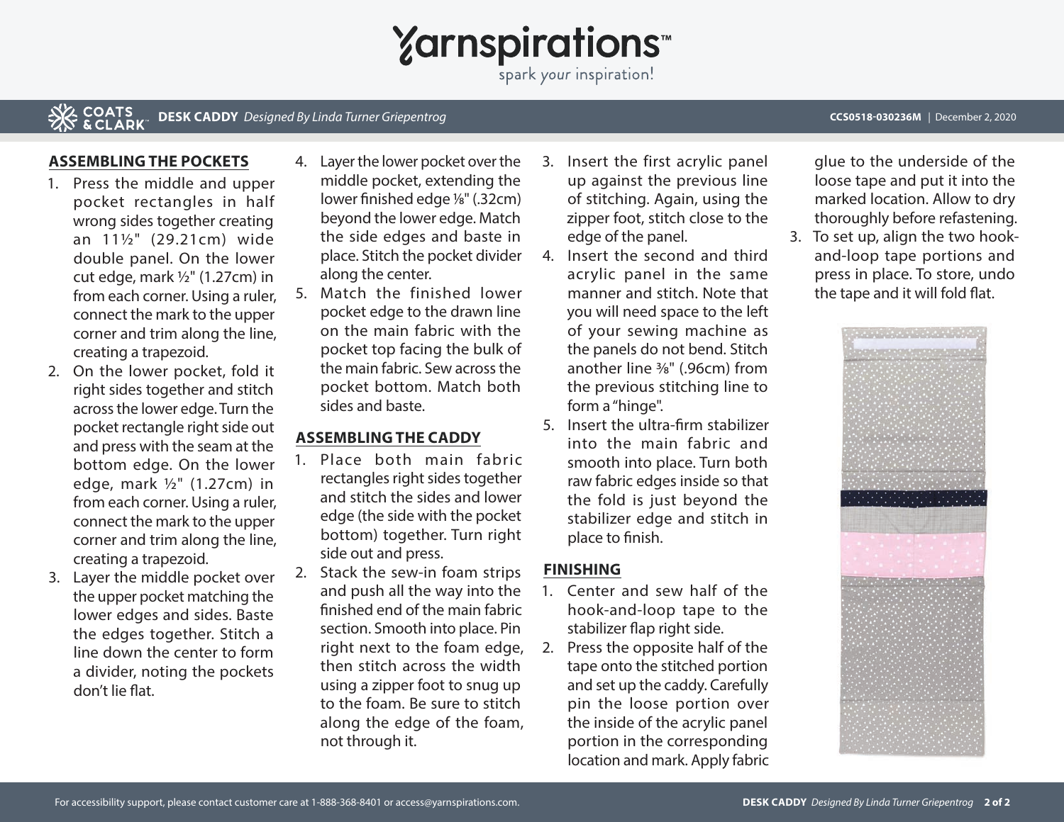## ASSEMBLING THE POCKETS

1. Press the middle and upper pocket rectangles in half wrong sides together creating an 11½" (29.21cm) wide double panel. On the lower cut edge, mark ½" (1.27cm) in from each corner. Using a ruler, connect the mark to the upper corner and trim along the line, creating a trapezoid.
2. On the lower pocket, fold it right sides together and stitch across the lower edge. Turn the pocket rectangle right side out and press with the seam at the bottom edge. On the lower edge, mark ½" (1.27cm) in from each corner. Using a ruler, connect the mark to the upper corner and trim along the line, creating a trapezoid.
3. Layer the middle pocket over the upper pocket matching the lower edges and sides. Baste the edges together. Stitch a line down the center to form a divider, noting the pockets don't lie flat.
4. Layer the lower pocket over the middle pocket, extending the lower finished edge ⅛" (.32cm) beyond the lower edge. Match the side edges and baste in place. Stitch the pocket divider along the center.
5. Match the finished lower pocket edge to the drawn line on the main fabric with the pocket top facing the bulk of the main fabric. Sew across the pocket bottom. Match both sides and baste.

## ASSEMBLING THE CADDY

1. Place both main fabric rectangles right sides together and stitch the sides and lower edge (the side with the pocket bottom) together. Turn right side out and press.
2. Stack the sew-in foam strips and push all the way into the finished end of the main fabric section. Smooth into place. Pin right next to the foam edge, then stitch across the width using a zipper foot to snug up to the foam. Be sure to stitch along the edge of the foam, not through it.
3. Insert the first acrylic panel up against the previous line of stitching. Again, using the zipper foot, stitch close to the edge of the panel.
4. Insert the second and third acrylic panel in the same manner and stitch. Note that you will need space to the left of your sewing machine as the panels do not bend. Stitch another line ⅜" (.96cm) from the previous stitching line to form a "hinge".
5. Insert the ultra-firm stabilizer into the main fabric and smooth into place. Turn both raw fabric edges inside so that the fold is just beyond the stabilizer edge and stitch in place to finish.

## FINISHING

1. Center and sew half of the hook-and-loop tape to the stabilizer flap right side.
2. Press the opposite half of the tape onto the stitched portion and set up the caddy. Carefully pin the loose portion over the inside of the acrylic panel portion in the corresponding location and mark. Apply fabric glue to the underside of the loose tape and put it into the marked location. Allow to dry thoroughly before refastening.
3. To set up, align the two hook-and-loop tape portions and press in place. To store, undo the tape and it will fold flat.

For accessibility support, please contact customer care at 1-888-368-8401 or access@yarnspirations.com.